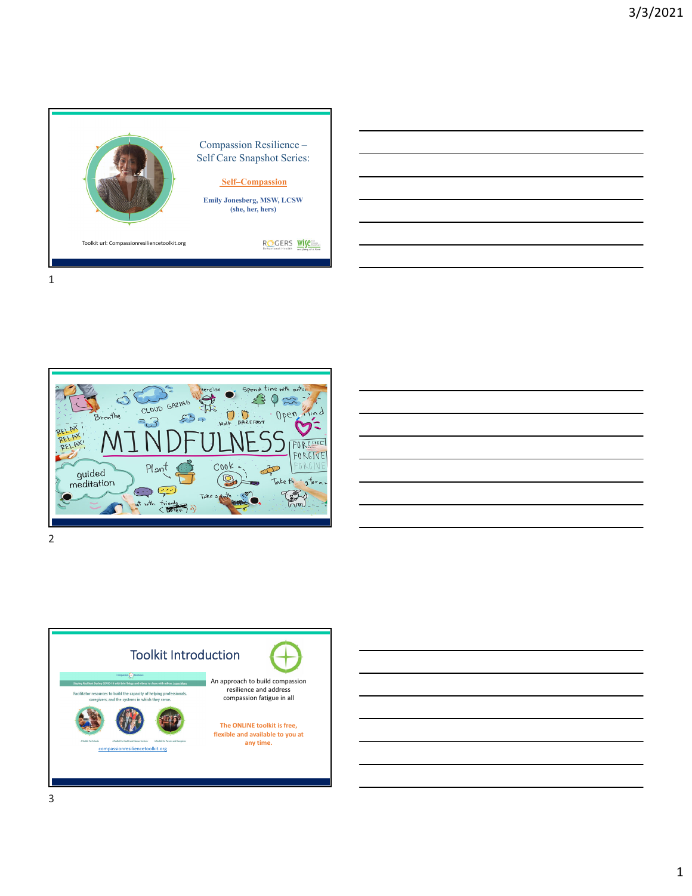## Compassion Resilience – Self Care Snapshot Series:

**Self–Compassion**

**Emily Jonesberg, MSW, LCSW (she, her, hers)**

Toolkit url: Compassionresiliencetoolkit.org

ROGERS Behavioral Health | WISE

---

MINDFULNESS

Breathe · CLOUD GAZING · Exercise · Spend time with nature · Walk BAREFOOT · Open mind · RELAX RELAX RELAX · FORGIVE FORGIVE FORGIVE · guided meditation · Plant · Cook · Take the dog for a walk · Take a bath · Chat with friends (Listen)

---

## Toolkit Introduction

Staying Resilient During COVID-19 with brief blogs and videos to share with others. Learn More

Facilitator resources to build the capacity of helping professionals, caregivers, and the systems in which they serve.

A Toolkit for Schools · A Toolkit for Health and Human Services · A Toolkit for Parents and Caregivers

compassionresiliencetoolkit.org

An approach to build compassion resilience and address compassion fatigue in all

**The ONLINE toolkit is free, flexible and available to you at any time.**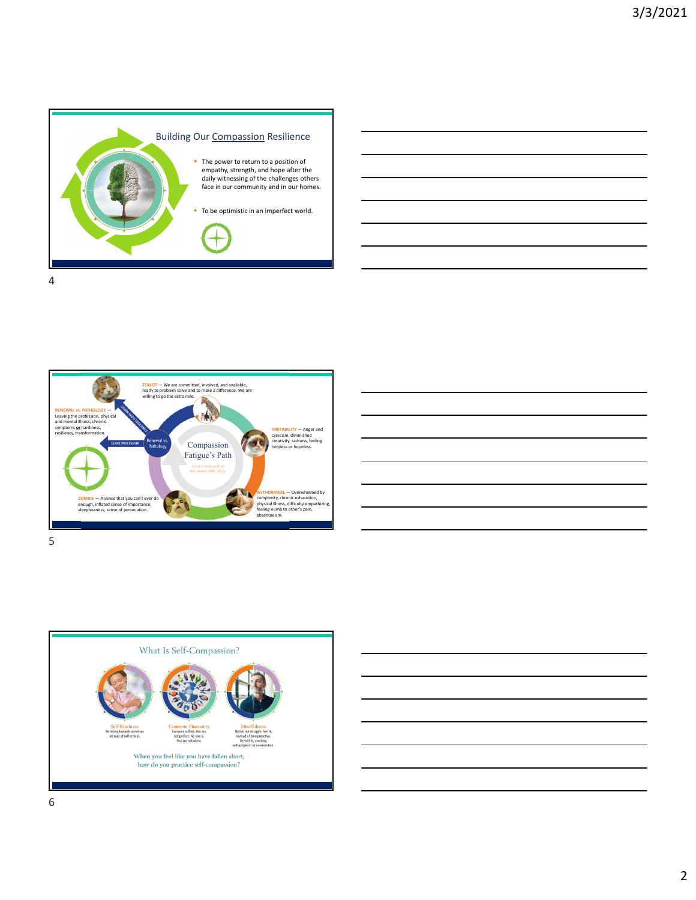## Building Our Compassion Resilience

- The power to return to a position of empathy, strength, and hope after the daily witnessing of the challenges others face in our community and in our homes.
- To be optimistic in an imperfect world.

---

ZEALOT — We are committed, involved, and available, ready to problem solve and to make a difference. We are willing to go the extra mile.

IRRITABILITY — Anger and cynicism, diminished creativity, sadness, feeling helpless or hopeless.

WITHDRAWAL — Overwhelmed by complexity, chronic exhaustion, physical illness, difficulty empathizing, feeling numb to other's pain, absenteeism.

ZOMBIE — A sense that you can't ever do enough, inflated sense of importance, sleeplessness, sense of persecution.

RENEWAL vs. PATHOLOGY — Leaving the profession, physical and mental illness, chronic symptoms or hardiness, resiliency, transformation.

COMPASSION RESILIENCE

LEAVE PROFESSION

Renewal vs. Pathology

Compassion Fatigue's Path

(Cycle is from work of Eric Gentry, PhD, 2012)

---

## What Is Self-Compassion?

**Self-Kindness**
Be loving towards ourselves instead of self-critical.

**Common Humanity**
Everyone suffers. You are not perfect. No one is. You are not alone.

**Mindfulness**
Notice our struggle. Feel it, instead of being reactive. Be with it, avoiding self-judgment or overreaction.

When you feel like you have fallen short, how do you practice self-compassion?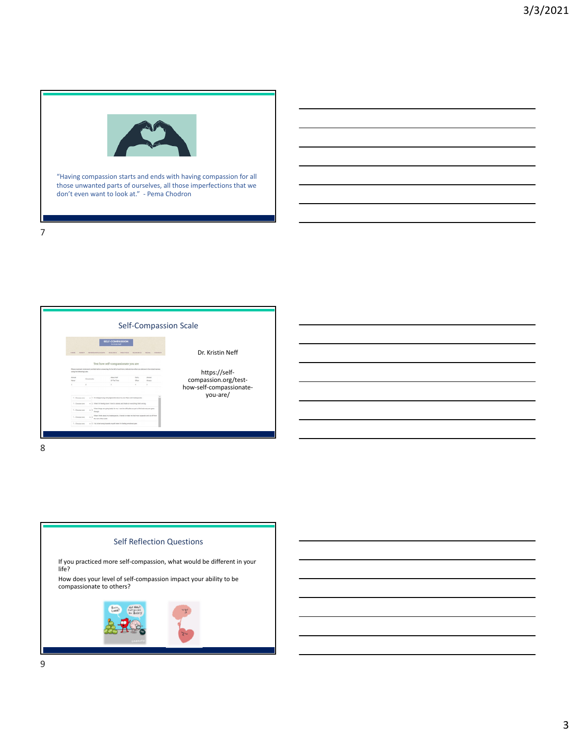"Having compassion starts and ends with having compassion for all those unwanted parts of ourselves, all those imperfections that we don't even want to look at." - Pema Chodron

## Self-Compassion Scale

Dr. Kristin Neff

https://self-compassion.org/test-how-self-compassionate-you-are/

## Self Reflection Questions

If you practiced more self-compassion, what would be different in your life?

How does your level of self-compassion impact your ability to be compassionate to others?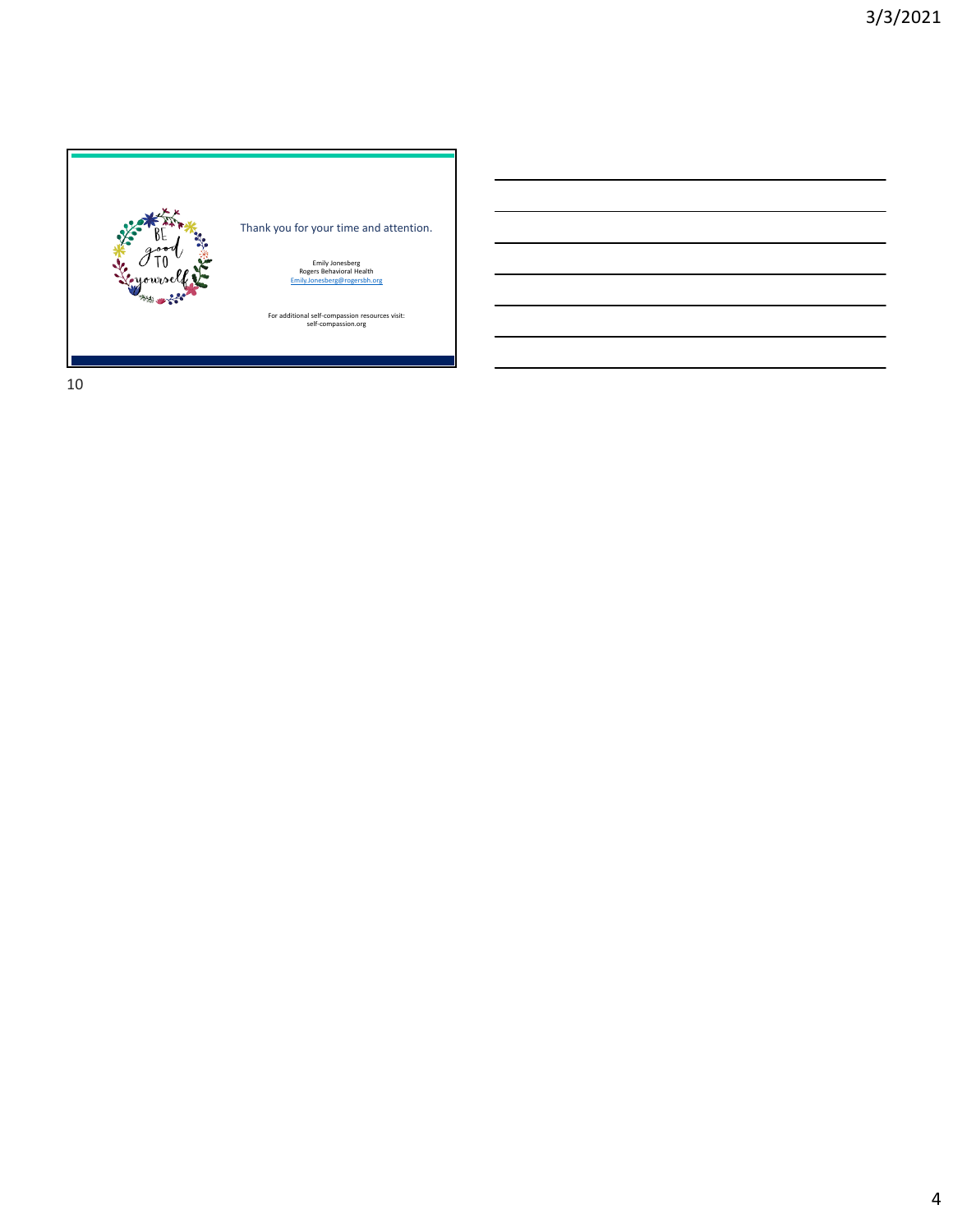Thank you for your time and attention.

Emily Jonesberg
Rogers Behavioral Health
Emily.Jonesberg@rogersbh.org

For additional self-compassion resources visit:
self-compassion.org